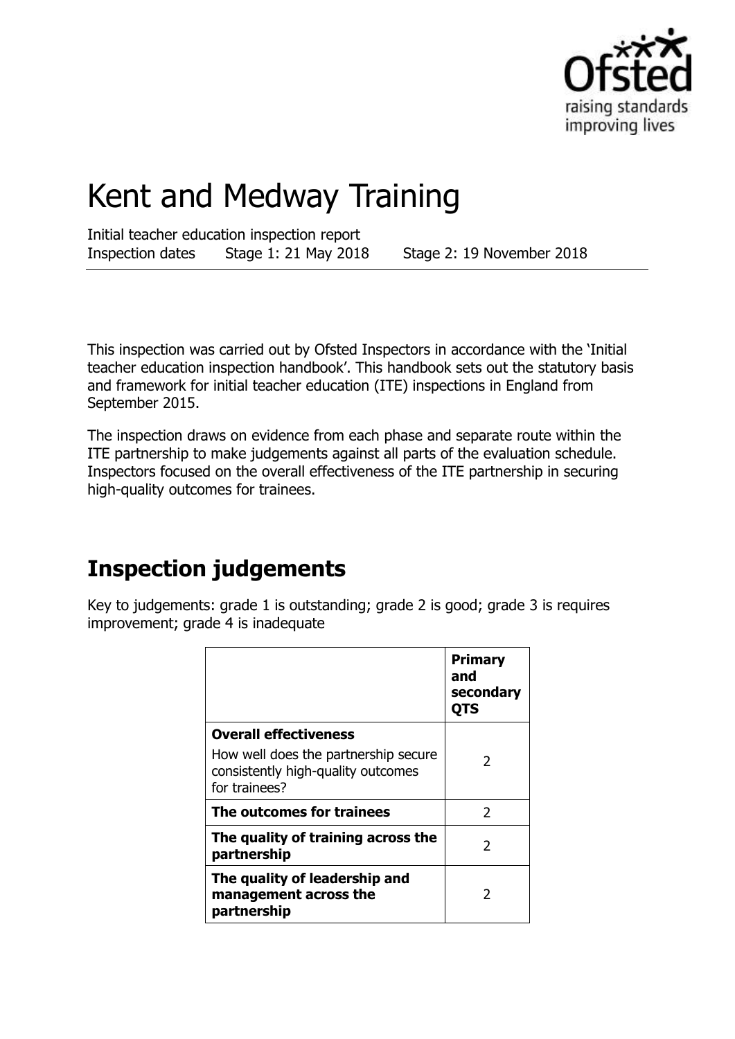# Kent and Medway Training

Initial teacher education inspection report
Inspection dates Stage 1: 21 May 2018 Stage 2: 19 November 2018

This inspection was carried out by Ofsted Inspectors in accordance with the 'Initial teacher education inspection handbook'. This handbook sets out the statutory basis and framework for initial teacher education (ITE) inspections in England from September 2015.

The inspection draws on evidence from each phase and separate route within the ITE partnership to make judgements against all parts of the evaluation schedule. Inspectors focused on the overall effectiveness of the ITE partnership in securing high-quality outcomes for trainees.

## Inspection judgements

Key to judgements: grade 1 is outstanding; grade 2 is good; grade 3 is requires improvement; grade 4 is inadequate

| | **Primary and secondary QTS** |
|---|---|
| **Overall effectiveness** How well does the partnership secure consistently high-quality outcomes for trainees? | 2 |
| **The outcomes for trainees** | 2 |
| **The quality of training across the partnership** | 2 |
| **The quality of leadership and management across the partnership** | 2 |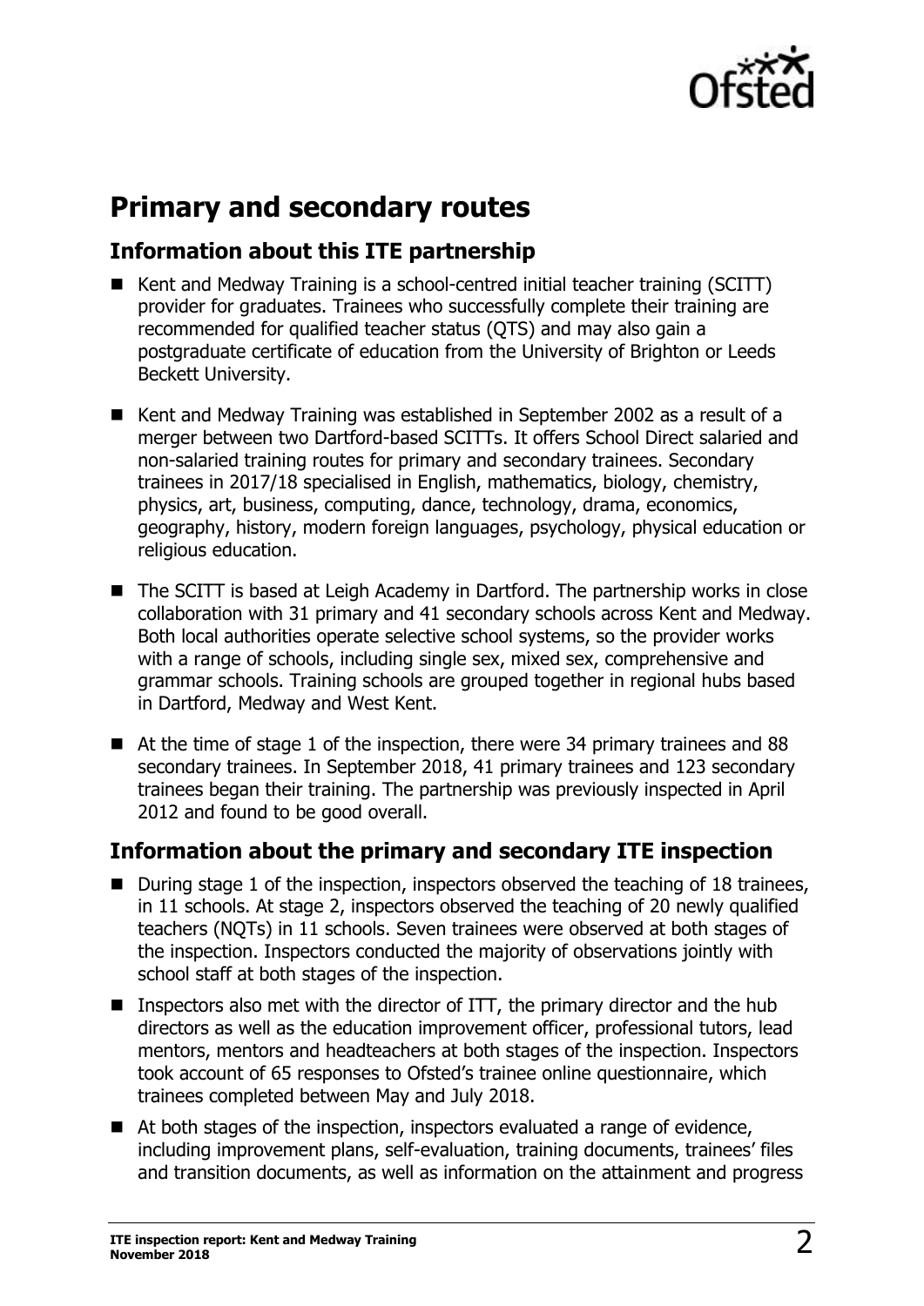# Primary and secondary routes

## Information about this ITE partnership

- Kent and Medway Training is a school-centred initial teacher training (SCITT) provider for graduates. Trainees who successfully complete their training are recommended for qualified teacher status (QTS) and may also gain a postgraduate certificate of education from the University of Brighton or Leeds Beckett University.
- Kent and Medway Training was established in September 2002 as a result of a merger between two Dartford-based SCITTs. It offers School Direct salaried and non-salaried training routes for primary and secondary trainees. Secondary trainees in 2017/18 specialised in English, mathematics, biology, chemistry, physics, art, business, computing, dance, technology, drama, economics, geography, history, modern foreign languages, psychology, physical education or religious education.
- The SCITT is based at Leigh Academy in Dartford. The partnership works in close collaboration with 31 primary and 41 secondary schools across Kent and Medway. Both local authorities operate selective school systems, so the provider works with a range of schools, including single sex, mixed sex, comprehensive and grammar schools. Training schools are grouped together in regional hubs based in Dartford, Medway and West Kent.
- At the time of stage 1 of the inspection, there were 34 primary trainees and 88 secondary trainees. In September 2018, 41 primary trainees and 123 secondary trainees began their training. The partnership was previously inspected in April 2012 and found to be good overall.

## Information about the primary and secondary ITE inspection

- During stage 1 of the inspection, inspectors observed the teaching of 18 trainees, in 11 schools. At stage 2, inspectors observed the teaching of 20 newly qualified teachers (NQTs) in 11 schools. Seven trainees were observed at both stages of the inspection. Inspectors conducted the majority of observations jointly with school staff at both stages of the inspection.
- Inspectors also met with the director of ITT, the primary director and the hub directors as well as the education improvement officer, professional tutors, lead mentors, mentors and headteachers at both stages of the inspection. Inspectors took account of 65 responses to Ofsted's trainee online questionnaire, which trainees completed between May and July 2018.
- At both stages of the inspection, inspectors evaluated a range of evidence, including improvement plans, self-evaluation, training documents, trainees' files and transition documents, as well as information on the attainment and progress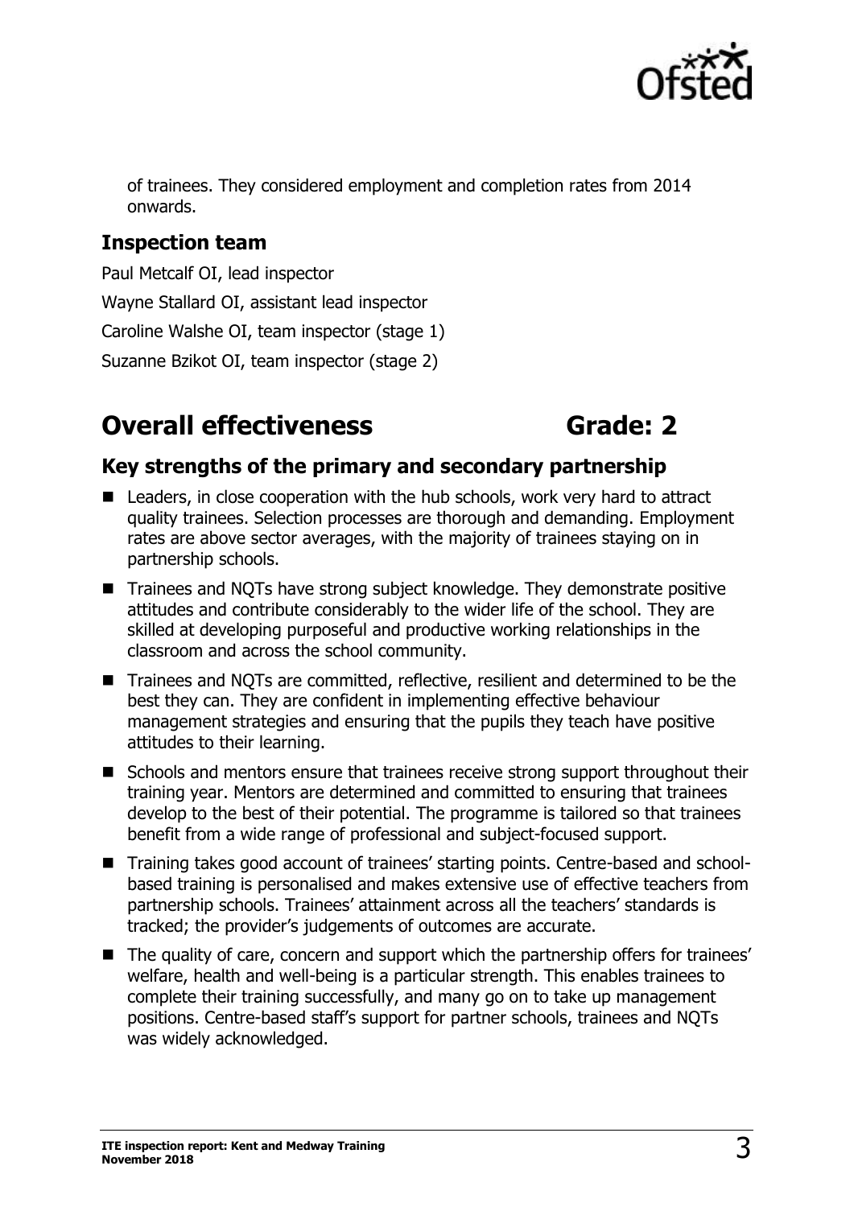of trainees. They considered employment and completion rates from 2014 onwards.

### Inspection team

Paul Metcalf OI, lead inspector

Wayne Stallard OI, assistant lead inspector

Caroline Walshe OI, team inspector (stage 1)

Suzanne Bzikot OI, team inspector (stage 2)

## Overall effectiveness Grade: 2

### Key strengths of the primary and secondary partnership

- Leaders, in close cooperation with the hub schools, work very hard to attract quality trainees. Selection processes are thorough and demanding. Employment rates are above sector averages, with the majority of trainees staying on in partnership schools.
- Trainees and NQTs have strong subject knowledge. They demonstrate positive attitudes and contribute considerably to the wider life of the school. They are skilled at developing purposeful and productive working relationships in the classroom and across the school community.
- Trainees and NQTs are committed, reflective, resilient and determined to be the best they can. They are confident in implementing effective behaviour management strategies and ensuring that the pupils they teach have positive attitudes to their learning.
- Schools and mentors ensure that trainees receive strong support throughout their training year. Mentors are determined and committed to ensuring that trainees develop to the best of their potential. The programme is tailored so that trainees benefit from a wide range of professional and subject-focused support.
- Training takes good account of trainees' starting points. Centre-based and school-based training is personalised and makes extensive use of effective teachers from partnership schools. Trainees' attainment across all the teachers' standards is tracked; the provider's judgements of outcomes are accurate.
- The quality of care, concern and support which the partnership offers for trainees' welfare, health and well-being is a particular strength. This enables trainees to complete their training successfully, and many go on to take up management positions. Centre-based staff's support for partner schools, trainees and NQTs was widely acknowledged.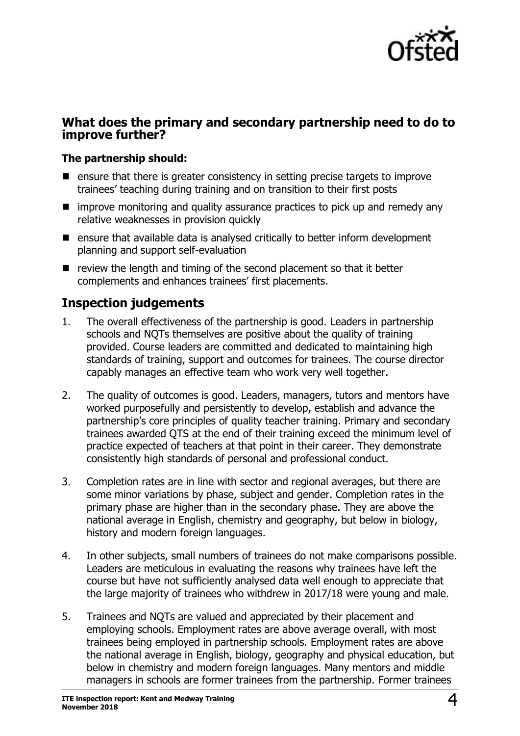## What does the primary and secondary partnership need to do to improve further?

**The partnership should:**

- ensure that there is greater consistency in setting precise targets to improve trainees' teaching during training and on transition to their first posts
- improve monitoring and quality assurance practices to pick up and remedy any relative weaknesses in provision quickly
- ensure that available data is analysed critically to better inform development planning and support self-evaluation
- review the length and timing of the second placement so that it better complements and enhances trainees' first placements.

## Inspection judgements

1. The overall effectiveness of the partnership is good. Leaders in partnership schools and NQTs themselves are positive about the quality of training provided. Course leaders are committed and dedicated to maintaining high standards of training, support and outcomes for trainees. The course director capably manages an effective team who work very well together.

2. The quality of outcomes is good. Leaders, managers, tutors and mentors have worked purposefully and persistently to develop, establish and advance the partnership's core principles of quality teacher training. Primary and secondary trainees awarded QTS at the end of their training exceed the minimum level of practice expected of teachers at that point in their career. They demonstrate consistently high standards of personal and professional conduct.

3. Completion rates are in line with sector and regional averages, but there are some minor variations by phase, subject and gender. Completion rates in the primary phase are higher than in the secondary phase. They are above the national average in English, chemistry and geography, but below in biology, history and modern foreign languages.

4. In other subjects, small numbers of trainees do not make comparisons possible. Leaders are meticulous in evaluating the reasons why trainees have left the course but have not sufficiently analysed data well enough to appreciate that the large majority of trainees who withdrew in 2017/18 were young and male.

5. Trainees and NQTs are valued and appreciated by their placement and employing schools. Employment rates are above average overall, with most trainees being employed in partnership schools. Employment rates are above the national average in English, biology, geography and physical education, but below in chemistry and modern foreign languages. Many mentors and middle managers in schools are former trainees from the partnership. Former trainees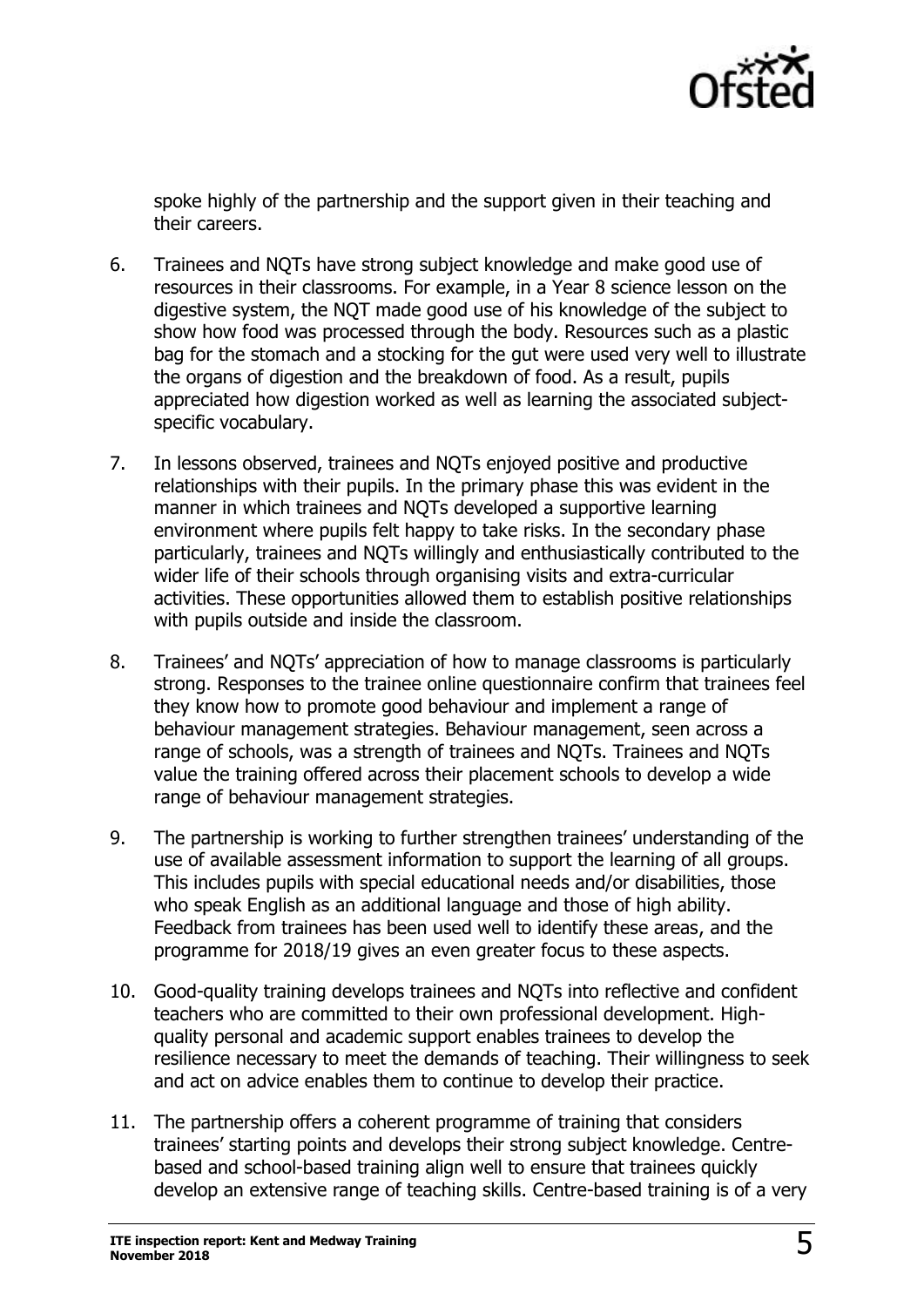spoke highly of the partnership and the support given in their teaching and their careers.

6. Trainees and NQTs have strong subject knowledge and make good use of resources in their classrooms. For example, in a Year 8 science lesson on the digestive system, the NQT made good use of his knowledge of the subject to show how food was processed through the body. Resources such as a plastic bag for the stomach and a stocking for the gut were used very well to illustrate the organs of digestion and the breakdown of food. As a result, pupils appreciated how digestion worked as well as learning the associated subject-specific vocabulary.

7. In lessons observed, trainees and NQTs enjoyed positive and productive relationships with their pupils. In the primary phase this was evident in the manner in which trainees and NQTs developed a supportive learning environment where pupils felt happy to take risks. In the secondary phase particularly, trainees and NQTs willingly and enthusiastically contributed to the wider life of their schools through organising visits and extra-curricular activities. These opportunities allowed them to establish positive relationships with pupils outside and inside the classroom.

8. Trainees' and NQTs' appreciation of how to manage classrooms is particularly strong. Responses to the trainee online questionnaire confirm that trainees feel they know how to promote good behaviour and implement a range of behaviour management strategies. Behaviour management, seen across a range of schools, was a strength of trainees and NQTs. Trainees and NQTs value the training offered across their placement schools to develop a wide range of behaviour management strategies.

9. The partnership is working to further strengthen trainees' understanding of the use of available assessment information to support the learning of all groups. This includes pupils with special educational needs and/or disabilities, those who speak English as an additional language and those of high ability. Feedback from trainees has been used well to identify these areas, and the programme for 2018/19 gives an even greater focus to these aspects.

10. Good-quality training develops trainees and NQTs into reflective and confident teachers who are committed to their own professional development. High-quality personal and academic support enables trainees to develop the resilience necessary to meet the demands of teaching. Their willingness to seek and act on advice enables them to continue to develop their practice.

11. The partnership offers a coherent programme of training that considers trainees' starting points and develops their strong subject knowledge. Centre-based and school-based training align well to ensure that trainees quickly develop an extensive range of teaching skills. Centre-based training is of a very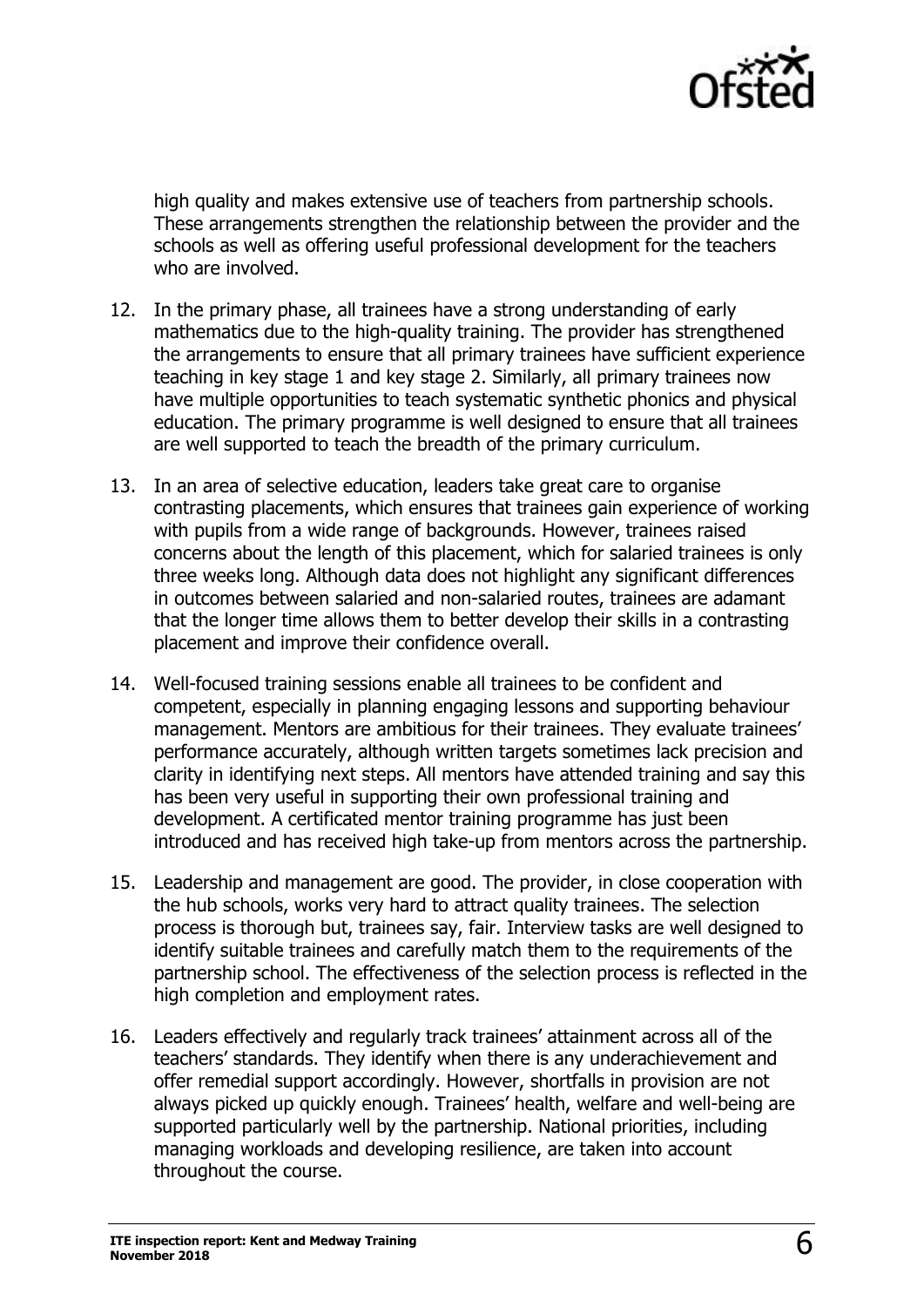high quality and makes extensive use of teachers from partnership schools. These arrangements strengthen the relationship between the provider and the schools as well as offering useful professional development for the teachers who are involved.

12. In the primary phase, all trainees have a strong understanding of early mathematics due to the high-quality training. The provider has strengthened the arrangements to ensure that all primary trainees have sufficient experience teaching in key stage 1 and key stage 2. Similarly, all primary trainees now have multiple opportunities to teach systematic synthetic phonics and physical education. The primary programme is well designed to ensure that all trainees are well supported to teach the breadth of the primary curriculum.

13. In an area of selective education, leaders take great care to organise contrasting placements, which ensures that trainees gain experience of working with pupils from a wide range of backgrounds. However, trainees raised concerns about the length of this placement, which for salaried trainees is only three weeks long. Although data does not highlight any significant differences in outcomes between salaried and non-salaried routes, trainees are adamant that the longer time allows them to better develop their skills in a contrasting placement and improve their confidence overall.

14. Well-focused training sessions enable all trainees to be confident and competent, especially in planning engaging lessons and supporting behaviour management. Mentors are ambitious for their trainees. They evaluate trainees' performance accurately, although written targets sometimes lack precision and clarity in identifying next steps. All mentors have attended training and say this has been very useful in supporting their own professional training and development. A certificated mentor training programme has just been introduced and has received high take-up from mentors across the partnership.

15. Leadership and management are good. The provider, in close cooperation with the hub schools, works very hard to attract quality trainees. The selection process is thorough but, trainees say, fair. Interview tasks are well designed to identify suitable trainees and carefully match them to the requirements of the partnership school. The effectiveness of the selection process is reflected in the high completion and employment rates.

16. Leaders effectively and regularly track trainees' attainment across all of the teachers' standards. They identify when there is any underachievement and offer remedial support accordingly. However, shortfalls in provision are not always picked up quickly enough. Trainees' health, welfare and well-being are supported particularly well by the partnership. National priorities, including managing workloads and developing resilience, are taken into account throughout the course.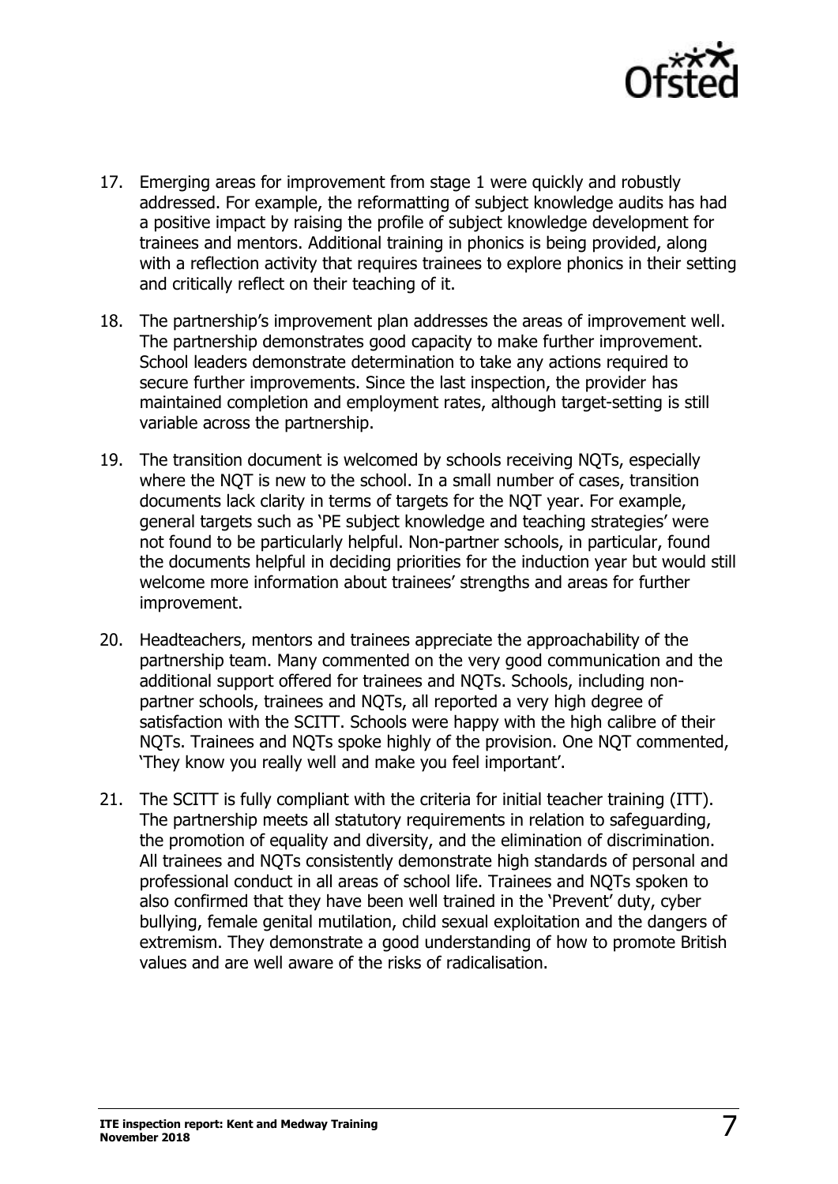17. Emerging areas for improvement from stage 1 were quickly and robustly addressed. For example, the reformatting of subject knowledge audits has had a positive impact by raising the profile of subject knowledge development for trainees and mentors. Additional training in phonics is being provided, along with a reflection activity that requires trainees to explore phonics in their setting and critically reflect on their teaching of it.

18. The partnership's improvement plan addresses the areas of improvement well. The partnership demonstrates good capacity to make further improvement. School leaders demonstrate determination to take any actions required to secure further improvements. Since the last inspection, the provider has maintained completion and employment rates, although target-setting is still variable across the partnership.

19. The transition document is welcomed by schools receiving NQTs, especially where the NQT is new to the school. In a small number of cases, transition documents lack clarity in terms of targets for the NQT year. For example, general targets such as 'PE subject knowledge and teaching strategies' were not found to be particularly helpful. Non-partner schools, in particular, found the documents helpful in deciding priorities for the induction year but would still welcome more information about trainees' strengths and areas for further improvement.

20. Headteachers, mentors and trainees appreciate the approachability of the partnership team. Many commented on the very good communication and the additional support offered for trainees and NQTs. Schools, including non-partner schools, trainees and NQTs, all reported a very high degree of satisfaction with the SCITT. Schools were happy with the high calibre of their NQTs. Trainees and NQTs spoke highly of the provision. One NQT commented, 'They know you really well and make you feel important'.

21. The SCITT is fully compliant with the criteria for initial teacher training (ITT). The partnership meets all statutory requirements in relation to safeguarding, the promotion of equality and diversity, and the elimination of discrimination. All trainees and NQTs consistently demonstrate high standards of personal and professional conduct in all areas of school life. Trainees and NQTs spoken to also confirmed that they have been well trained in the 'Prevent' duty, cyber bullying, female genital mutilation, child sexual exploitation and the dangers of extremism. They demonstrate a good understanding of how to promote British values and are well aware of the risks of radicalisation.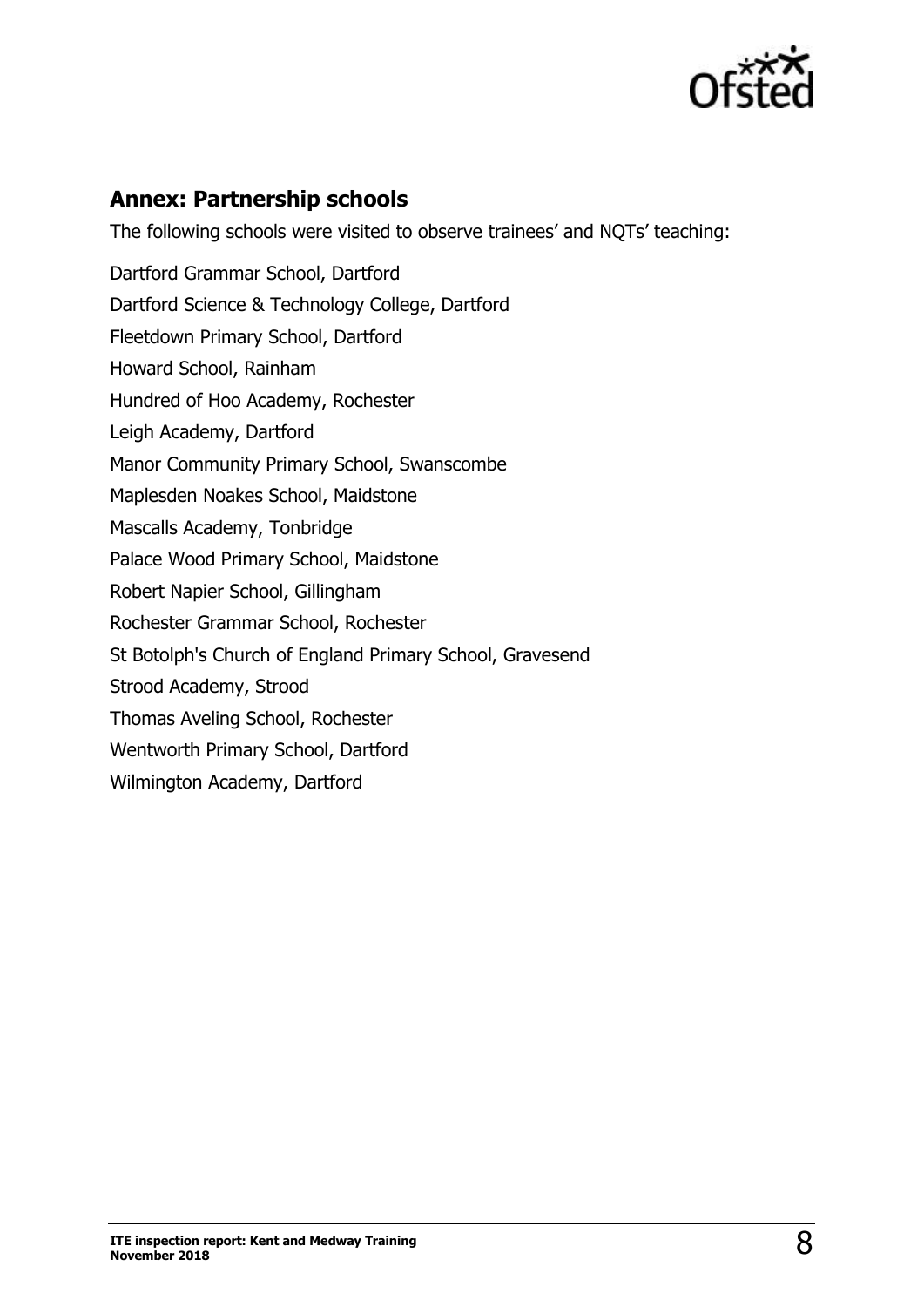## Annex: Partnership schools

The following schools were visited to observe trainees' and NQTs' teaching:

Dartford Grammar School, Dartford
Dartford Science & Technology College, Dartford
Fleetdown Primary School, Dartford
Howard School, Rainham
Hundred of Hoo Academy, Rochester
Leigh Academy, Dartford
Manor Community Primary School, Swanscombe
Maplesden Noakes School, Maidstone
Mascalls Academy, Tonbridge
Palace Wood Primary School, Maidstone
Robert Napier School, Gillingham
Rochester Grammar School, Rochester
St Botolph's Church of England Primary School, Gravesend
Strood Academy, Strood
Thomas Aveling School, Rochester
Wentworth Primary School, Dartford
Wilmington Academy, Dartford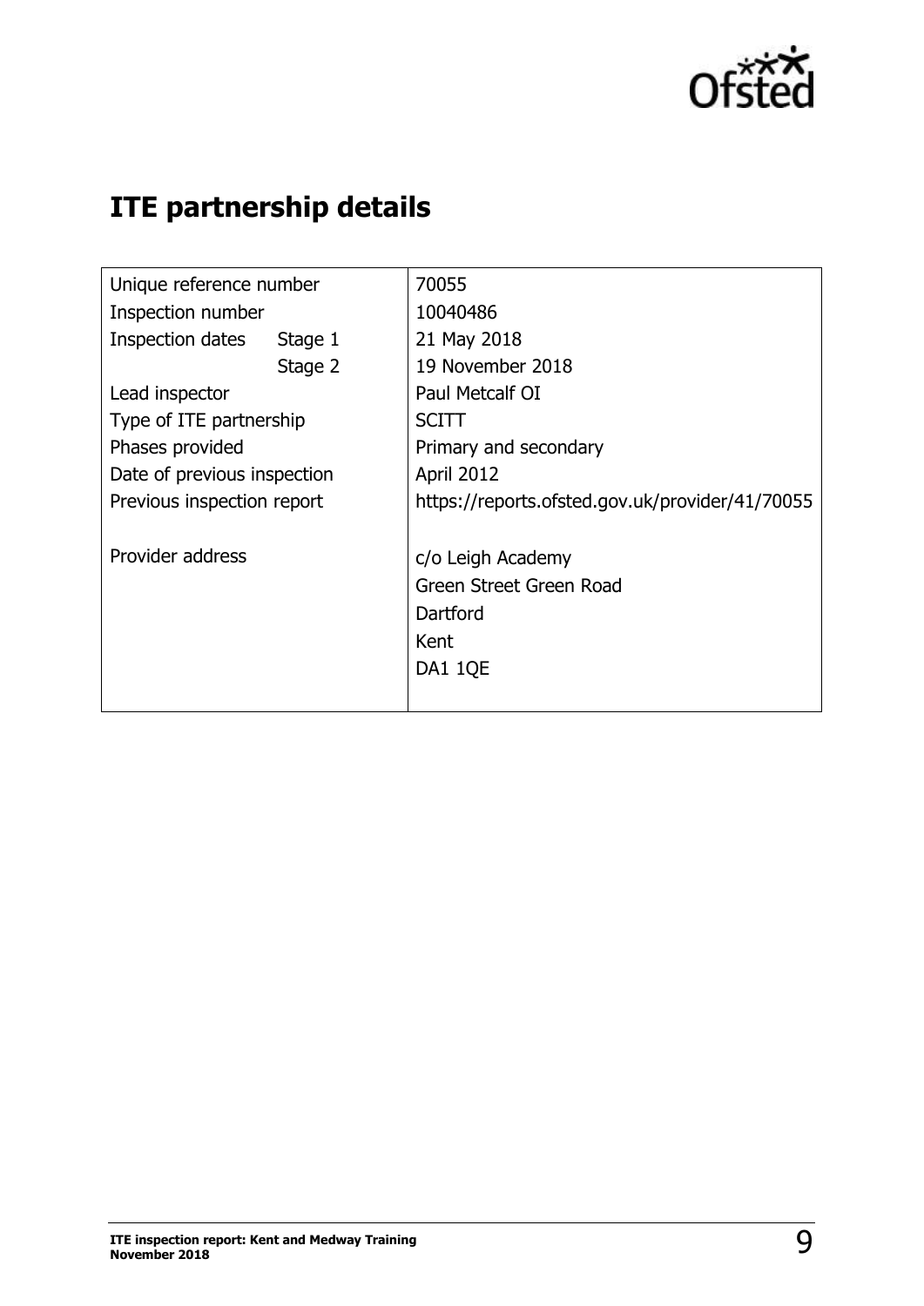## ITE partnership details

| | | |
|---|---|---|
| Unique reference number | | 70055 |
| Inspection number | | 10040486 |
| Inspection dates | Stage 1 | 21 May 2018 |
| | Stage 2 | 19 November 2018 |
| Lead inspector | | Paul Metcalf OI |
| Type of ITE partnership | | SCITT |
| Phases provided | | Primary and secondary |
| Date of previous inspection | | April 2012 |
| Previous inspection report | | https://reports.ofsted.gov.uk/provider/41/70055 |
| Provider address | | c/o Leigh Academy<br>Green Street Green Road<br>Dartford<br>Kent<br>DA1 1QE |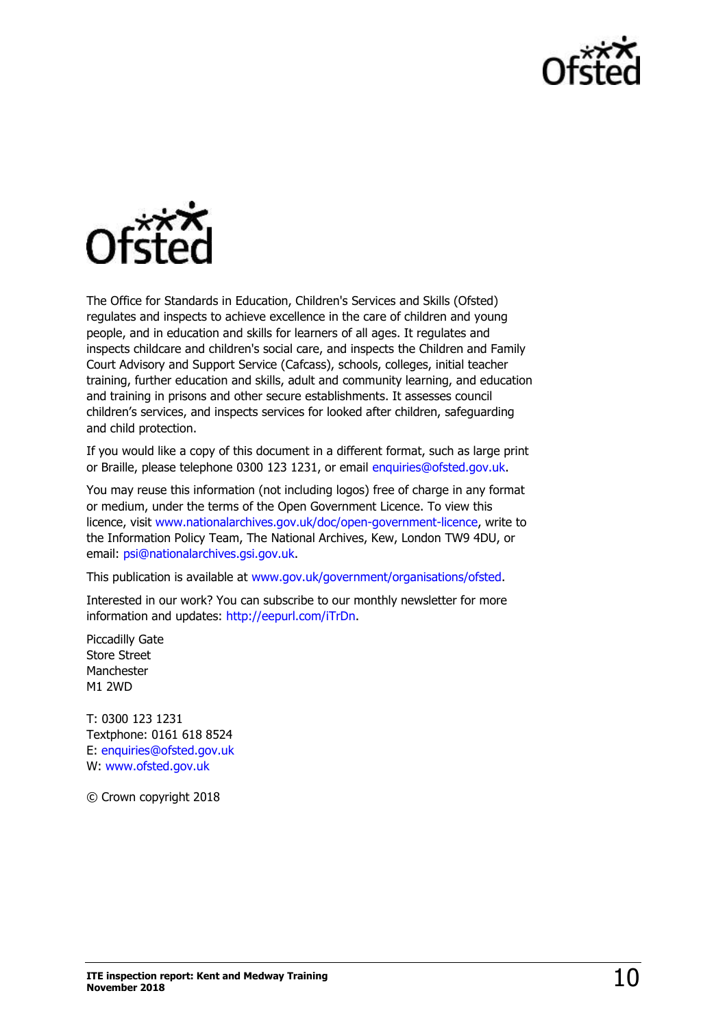The Office for Standards in Education, Children's Services and Skills (Ofsted) regulates and inspects to achieve excellence in the care of children and young people, and in education and skills for learners of all ages. It regulates and inspects childcare and children's social care, and inspects the Children and Family Court Advisory and Support Service (Cafcass), schools, colleges, initial teacher training, further education and skills, adult and community learning, and education and training in prisons and other secure establishments. It assesses council children's services, and inspects services for looked after children, safeguarding and child protection.

If you would like a copy of this document in a different format, such as large print or Braille, please telephone 0300 123 1231, or email enquiries@ofsted.gov.uk.

You may reuse this information (not including logos) free of charge in any format or medium, under the terms of the Open Government Licence. To view this licence, visit www.nationalarchives.gov.uk/doc/open-government-licence, write to the Information Policy Team, The National Archives, Kew, London TW9 4DU, or email: psi@nationalarchives.gsi.gov.uk.

This publication is available at www.gov.uk/government/organisations/ofsted.

Interested in our work? You can subscribe to our monthly newsletter for more information and updates: http://eepurl.com/iTrDn.

Piccadilly Gate
Store Street
Manchester
M1 2WD

T: 0300 123 1231
Textphone: 0161 618 8524
E: enquiries@ofsted.gov.uk
W: www.ofsted.gov.uk

© Crown copyright 2018